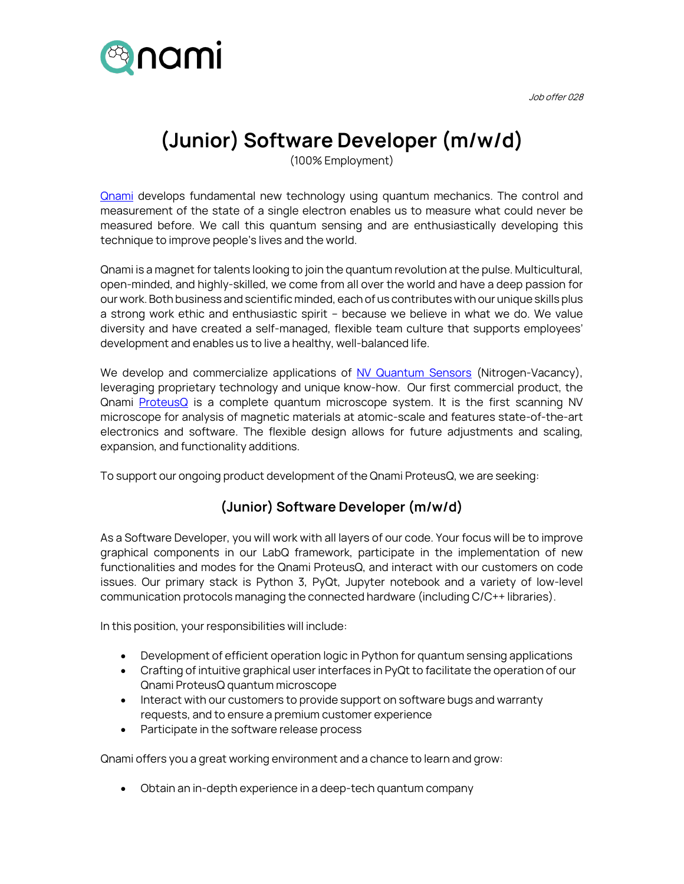*Job offer 028*

# (Junior) Software Developer (m/w/d)

(100% Employment)

Qnami develops fundamental new technology using quantum mechanics. The control and measurement of the state of a single electron enables us to measure what could never be measured before. We call this quantum sensing and are enthusiastically developing this technique to improve people's lives and the world.

Qnami is a magnet for talents looking to join the quantum revolution at the pulse. Multicultural, open-minded, and highly-skilled, we come from all over the world and have a deep passion for our work. Both business and scientific minded, each of us contributes with our unique skills plus a strong work ethic and enthusiastic spirit – because we believe in what we do. We value diversity and have created a self-managed, flexible team culture that supports employees' development and enables us to live a healthy, well-balanced life.

We develop and commercialize applications of NV Quantum Sensors (Nitrogen-Vacancy), leveraging proprietary technology and unique know-how. Our first commercial product, the Qnami ProteusQ is a complete quantum microscope system. It is the first scanning NV microscope for analysis of magnetic materials at atomic-scale and features state-of-the-art electronics and software. The flexible design allows for future adjustments and scaling, expansion, and functionality additions.

To support our ongoing product development of the Qnami ProteusQ, we are seeking:

## (Junior) Software Developer (m/w/d)

As a Software Developer, you will work with all layers of our code. Your focus will be to improve graphical components in our LabQ framework, participate in the implementation of new functionalities and modes for the Qnami ProteusQ, and interact with our customers on code issues. Our primary stack is Python 3, PyQt, Jupyter notebook and a variety of low-level communication protocols managing the connected hardware (including C/C++ libraries).

In this position, your responsibilities will include:

- Development of efficient operation logic in Python for quantum sensing applications
- Crafting of intuitive graphical user interfaces in PyQt to facilitate the operation of our Qnami ProteusQ quantum microscope
- Interact with our customers to provide support on software bugs and warranty requests, and to ensure a premium customer experience
- Participate in the software release process

Qnami offers you a great working environment and a chance to learn and grow:

- Obtain an in-depth experience in a deep-tech quantum company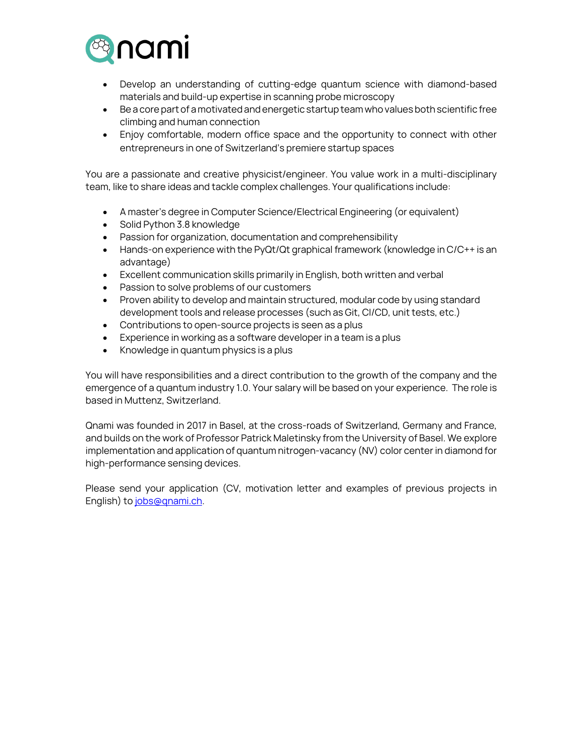- Develop an understanding of cutting-edge quantum science with diamond-based materials and build-up expertise in scanning probe microscopy
- Be a core part of a motivated and energetic startup team who values both scientific free climbing and human connection
- Enjoy comfortable, modern office space and the opportunity to connect with other entrepreneurs in one of Switzerland's premiere startup spaces

You are a passionate and creative physicist/engineer. You value work in a multi-disciplinary team, like to share ideas and tackle complex challenges. Your qualifications include:

- A master's degree in Computer Science/Electrical Engineering (or equivalent)
- Solid Python 3.8 knowledge
- Passion for organization, documentation and comprehensibility
- Hands-on experience with the PyQt/Qt graphical framework (knowledge in C/C++ is an advantage)
- Excellent communication skills primarily in English, both written and verbal
- Passion to solve problems of our customers
- Proven ability to develop and maintain structured, modular code by using standard development tools and release processes (such as Git, CI/CD, unit tests, etc.)
- Contributions to open-source projects is seen as a plus
- Experience in working as a software developer in a team is a plus
- Knowledge in quantum physics is a plus

You will have responsibilities and a direct contribution to the growth of the company and the emergence of a quantum industry 1.0. Your salary will be based on your experience. The role is based in Muttenz, Switzerland.

Qnami was founded in 2017 in Basel, at the cross-roads of Switzerland, Germany and France, and builds on the work of Professor Patrick Maletinsky from the University of Basel. We explore implementation and application of quantum nitrogen-vacancy (NV) color center in diamond for high-performance sensing devices.

Please send your application (CV, motivation letter and examples of previous projects in English) to jobs@qnami.ch.